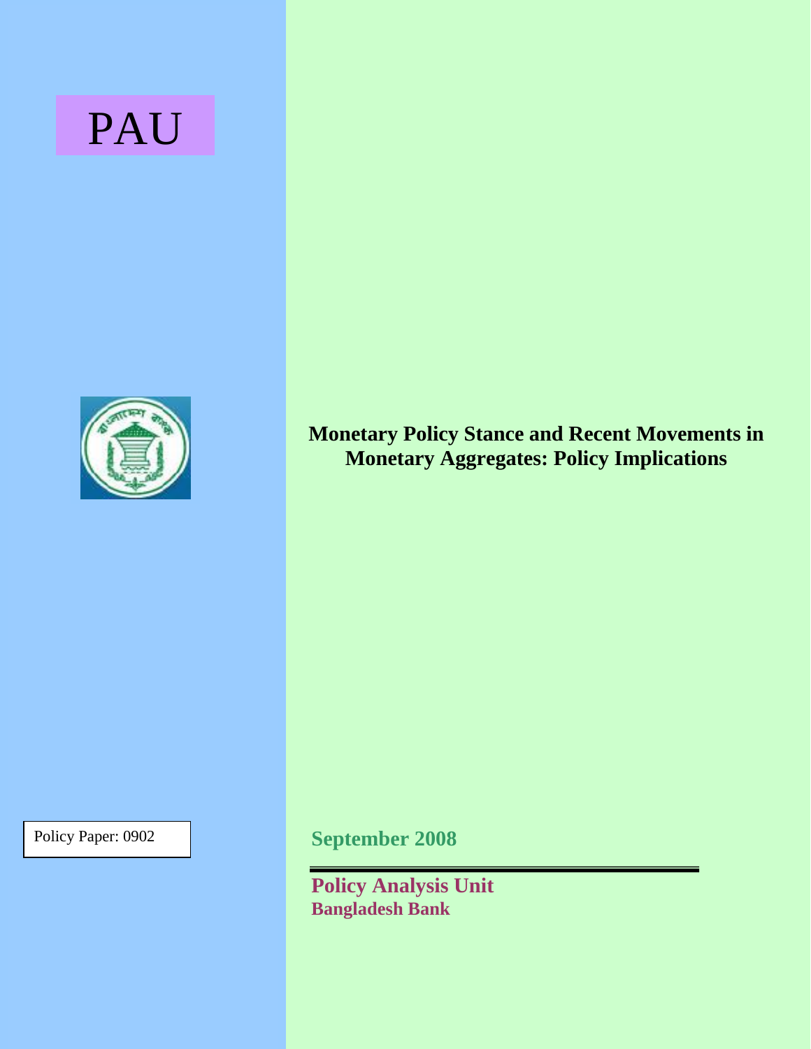PAU

# Monetary Policy Stance and Recent Movements in Monetary Aggregates: Policy Implications

Policy Paper: 0902

**September 2008**

**Policy Analysis Unit**
**Bangladesh Bank**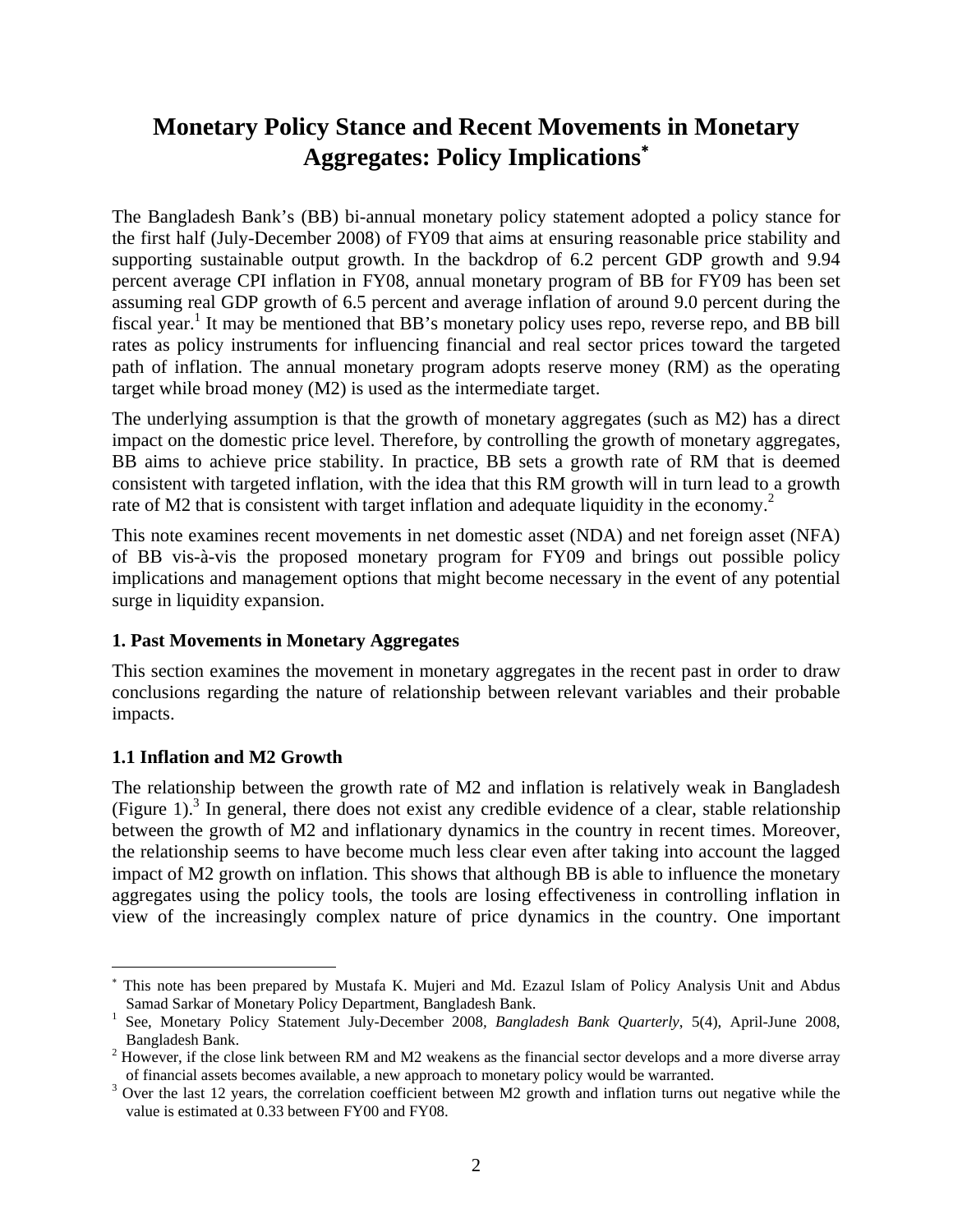# Monetary Policy Stance and Recent Movements in Monetary Aggregates: Policy Implications[*]

The Bangladesh Bank's (BB) bi-annual monetary policy statement adopted a policy stance for the first half (July-December 2008) of FY09 that aims at ensuring reasonable price stability and supporting sustainable output growth. In the backdrop of 6.2 percent GDP growth and 9.94 percent average CPI inflation in FY08, annual monetary program of BB for FY09 has been set assuming real GDP growth of 6.5 percent and average inflation of around 9.0 percent during the fiscal year.[1] It may be mentioned that BB's monetary policy uses repo, reverse repo, and BB bill rates as policy instruments for influencing financial and real sector prices toward the targeted path of inflation. The annual monetary program adopts reserve money (RM) as the operating target while broad money (M2) is used as the intermediate target.

The underlying assumption is that the growth of monetary aggregates (such as M2) has a direct impact on the domestic price level. Therefore, by controlling the growth of monetary aggregates, BB aims to achieve price stability. In practice, BB sets a growth rate of RM that is deemed consistent with targeted inflation, with the idea that this RM growth will in turn lead to a growth rate of M2 that is consistent with target inflation and adequate liquidity in the economy.[2]

This note examines recent movements in net domestic asset (NDA) and net foreign asset (NFA) of BB vis-à-vis the proposed monetary program for FY09 and brings out possible policy implications and management options that might become necessary in the event of any potential surge in liquidity expansion.

### 1. Past Movements in Monetary Aggregates

This section examines the movement in monetary aggregates in the recent past in order to draw conclusions regarding the nature of relationship between relevant variables and their probable impacts.

### 1.1 Inflation and M2 Growth

The relationship between the growth rate of M2 and inflation is relatively weak in Bangladesh (Figure 1).[3] In general, there does not exist any credible evidence of a clear, stable relationship between the growth of M2 and inflationary dynamics in the country in recent times. Moreover, the relationship seems to have become much less clear even after taking into account the lagged impact of M2 growth on inflation. This shows that although BB is able to influence the monetary aggregates using the policy tools, the tools are losing effectiveness in controlling inflation in view of the increasingly complex nature of price dynamics in the country. One important

---

[*] This note has been prepared by Mustafa K. Mujeri and Md. Ezazul Islam of Policy Analysis Unit and Abdus Samad Sarkar of Monetary Policy Department, Bangladesh Bank.

[1] See, Monetary Policy Statement July-December 2008, *Bangladesh Bank Quarterly*, 5(4), April-June 2008, Bangladesh Bank.

[2] However, if the close link between RM and M2 weakens as the financial sector develops and a more diverse array of financial assets becomes available, a new approach to monetary policy would be warranted.

[3] Over the last 12 years, the correlation coefficient between M2 growth and inflation turns out negative while the value is estimated at 0.33 between FY00 and FY08.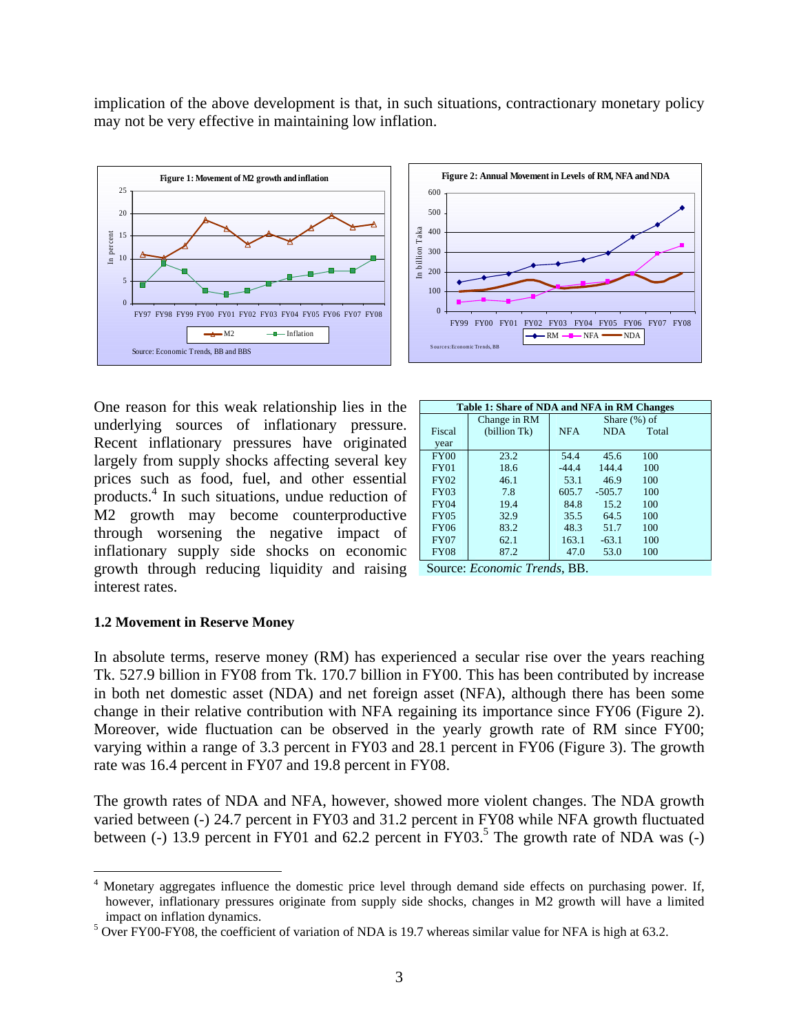implication of the above development is that, in such situations, contractionary monetary policy may not be very effective in maintaining low inflation.

**Figure 1: Movement of M2 growth and inflation**

Source: Economic Trends, BB and BBS

**Figure 2: Annual Movement in Levels of RM, NFA and NDA**

Sources: Economic Trends, BB

One reason for this weak relationship lies in the underlying sources of inflationary pressure. Recent inflationary pressures have originated largely from supply shocks affecting several key prices such as food, fuel, and other essential products.[4] In such situations, undue reduction of M2 growth may become counterproductive through worsening the negative impact of inflationary supply side shocks on economic growth through reducing liquidity and raising interest rates.

**Table 1: Share of NDA and NFA in RM Changes**

| Fiscal year | Change in RM (billion Tk) | Share (%) of NFA | NDA | Total |
|---|---|---|---|---|
| FY00 | 23.2 | 54.4 | 45.6 | 100 |
| FY01 | 18.6 | -44.4 | 144.4 | 100 |
| FY02 | 46.1 | 53.1 | 46.9 | 100 |
| FY03 | 7.8 | 605.7 | -505.7 | 100 |
| FY04 | 19.4 | 84.8 | 15.2 | 100 |
| FY05 | 32.9 | 35.5 | 64.5 | 100 |
| FY06 | 83.2 | 48.3 | 51.7 | 100 |
| FY07 | 62.1 | 163.1 | -63.1 | 100 |
| FY08 | 87.2 | 47.0 | 53.0 | 100 |

Source: *Economic Trends*, BB.

### 1.2 Movement in Reserve Money

In absolute terms, reserve money (RM) has experienced a secular rise over the years reaching Tk. 527.9 billion in FY08 from Tk. 170.7 billion in FY00. This has been contributed by increase in both net domestic asset (NDA) and net foreign asset (NFA), although there has been some change in their relative contribution with NFA regaining its importance since FY06 (Figure 2). Moreover, wide fluctuation can be observed in the yearly growth rate of RM since FY00; varying within a range of 3.3 percent in FY03 and 28.1 percent in FY06 (Figure 3). The growth rate was 16.4 percent in FY07 and 19.8 percent in FY08.

The growth rates of NDA and NFA, however, showed more violent changes. The NDA growth varied between (-) 24.7 percent in FY03 and 31.2 percent in FY08 while NFA growth fluctuated between (-) 13.9 percent in FY01 and 62.2 percent in FY03.[5] The growth rate of NDA was (-)

---

[4] Monetary aggregates influence the domestic price level through demand side effects on purchasing power. If, however, inflationary pressures originate from supply side shocks, changes in M2 growth will have a limited impact on inflation dynamics.

[5] Over FY00-FY08, the coefficient of variation of NDA is 19.7 whereas similar value for NFA is high at 63.2.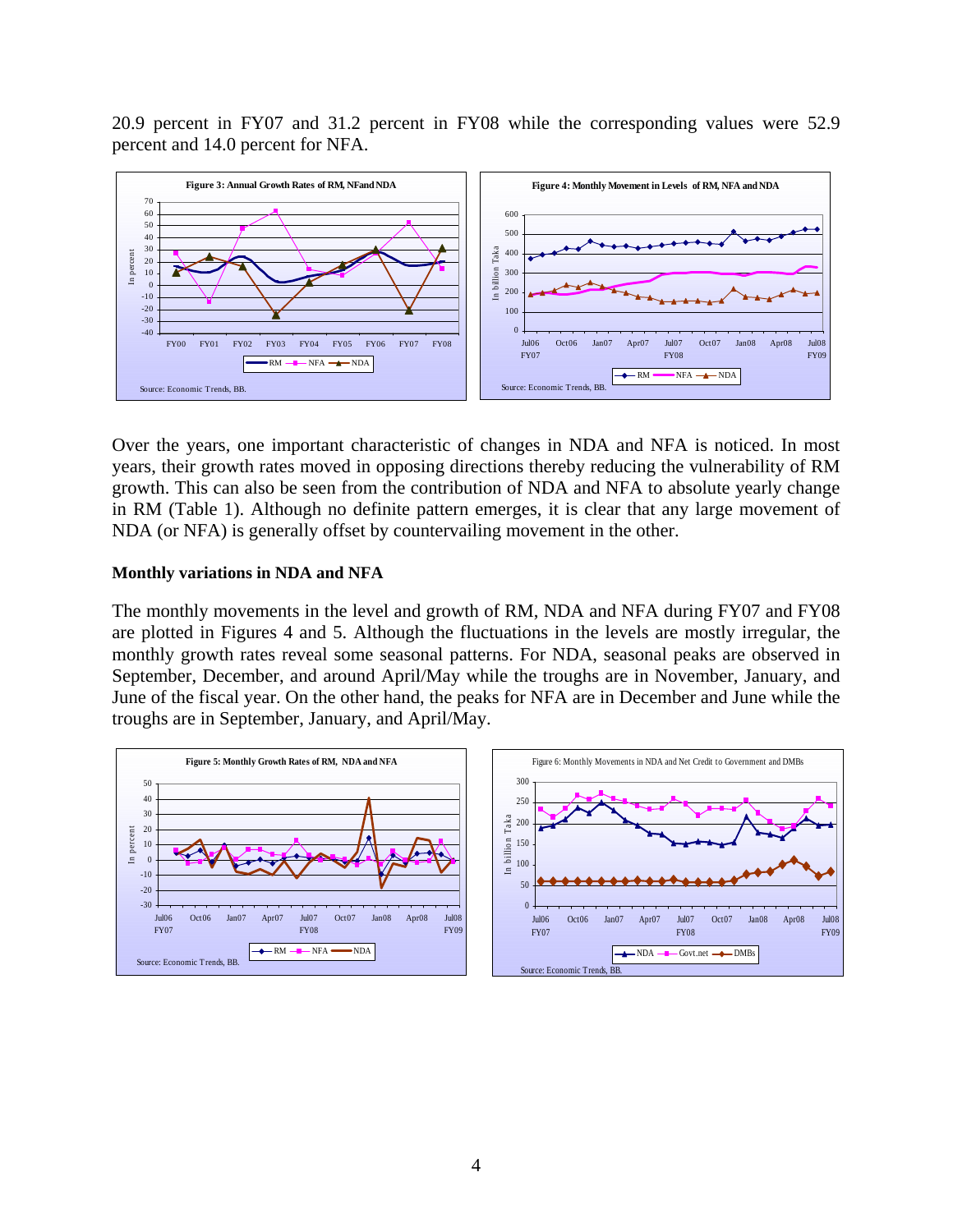20.9 percent in FY07 and 31.2 percent in FY08 while the corresponding values were 52.9 percent and 14.0 percent for NFA.

Figure 3: Annual Growth Rates of RM, NFand NDA

Source: Economic Trends, BB.

Figure 4: Monthly Movement in Levels of RM, NFA and NDA

Source: Economic Trends, BB.

Over the years, one important characteristic of changes in NDA and NFA is noticed. In most years, their growth rates moved in opposing directions thereby reducing the vulnerability of RM growth. This can also be seen from the contribution of NDA and NFA to absolute yearly change in RM (Table 1). Although no definite pattern emerges, it is clear that any large movement of NDA (or NFA) is generally offset by countervailing movement in the other.

**Monthly variations in NDA and NFA**

The monthly movements in the level and growth of RM, NDA and NFA during FY07 and FY08 are plotted in Figures 4 and 5. Although the fluctuations in the levels are mostly irregular, the monthly growth rates reveal some seasonal patterns. For NDA, seasonal peaks are observed in September, December, and around April/May while the troughs are in November, January, and June of the fiscal year. On the other hand, the peaks for NFA are in December and June while the troughs are in September, January, and April/May.

Figure 5: Monthly Growth Rates of RM, NDA and NFA

Source: Economic Trends, BB.

Figure 6: Monthly Movements in NDA and Net Credit to Government and DMBs

Source: Economic Trends, BB.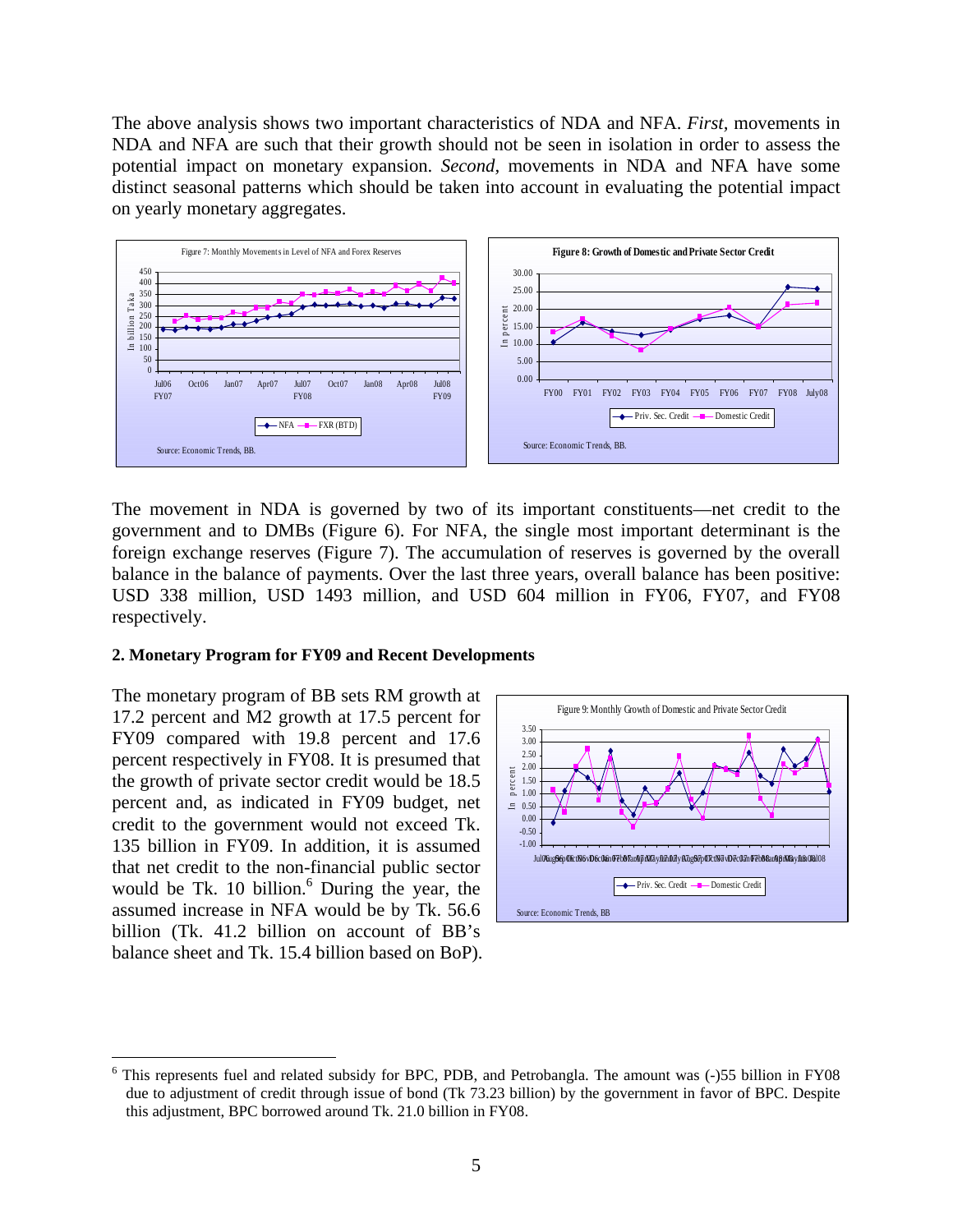The above analysis shows two important characteristics of NDA and NFA. *First*, movements in NDA and NFA are such that their growth should not be seen in isolation in order to assess the potential impact on monetary expansion. *Second*, movements in NDA and NFA have some distinct seasonal patterns which should be taken into account in evaluating the potential impact on yearly monetary aggregates.

Figure 7: Monthly Movements in Level of NFA and Forex Reserves

Source: Economic Trends, BB.

**Figure 8: Growth of Domestic and Private Sector Credit**

Source: Economic Trends, BB.

The movement in NDA is governed by two of its important constituents—net credit to the government and to DMBs (Figure 6). For NFA, the single most important determinant is the foreign exchange reserves (Figure 7). The accumulation of reserves is governed by the overall balance in the balance of payments. Over the last three years, overall balance has been positive: USD 338 million, USD 1493 million, and USD 604 million in FY06, FY07, and FY08 respectively.

## 2. Monetary Program for FY09 and Recent Developments

The monetary program of BB sets RM growth at 17.2 percent and M2 growth at 17.5 percent for FY09 compared with 19.8 percent and 17.6 percent respectively in FY08. It is presumed that the growth of private sector credit would be 18.5 percent and, as indicated in FY09 budget, net credit to the government would not exceed Tk. 135 billion in FY09. In addition, it is assumed that net credit to the non-financial public sector would be Tk. 10 billion.[6] During the year, the assumed increase in NFA would be by Tk. 56.6 billion (Tk. 41.2 billion on account of BB's balance sheet and Tk. 15.4 billion based on BoP).

Figure 9: Monthly Growth of Domestic and Private Sector Credit

Source: Economic Trends, BB

[6] This represents fuel and related subsidy for BPC, PDB, and Petrobangla. The amount was (-)55 billion in FY08 due to adjustment of credit through issue of bond (Tk 73.23 billion) by the government in favor of BPC. Despite this adjustment, BPC borrowed around Tk. 21.0 billion in FY08.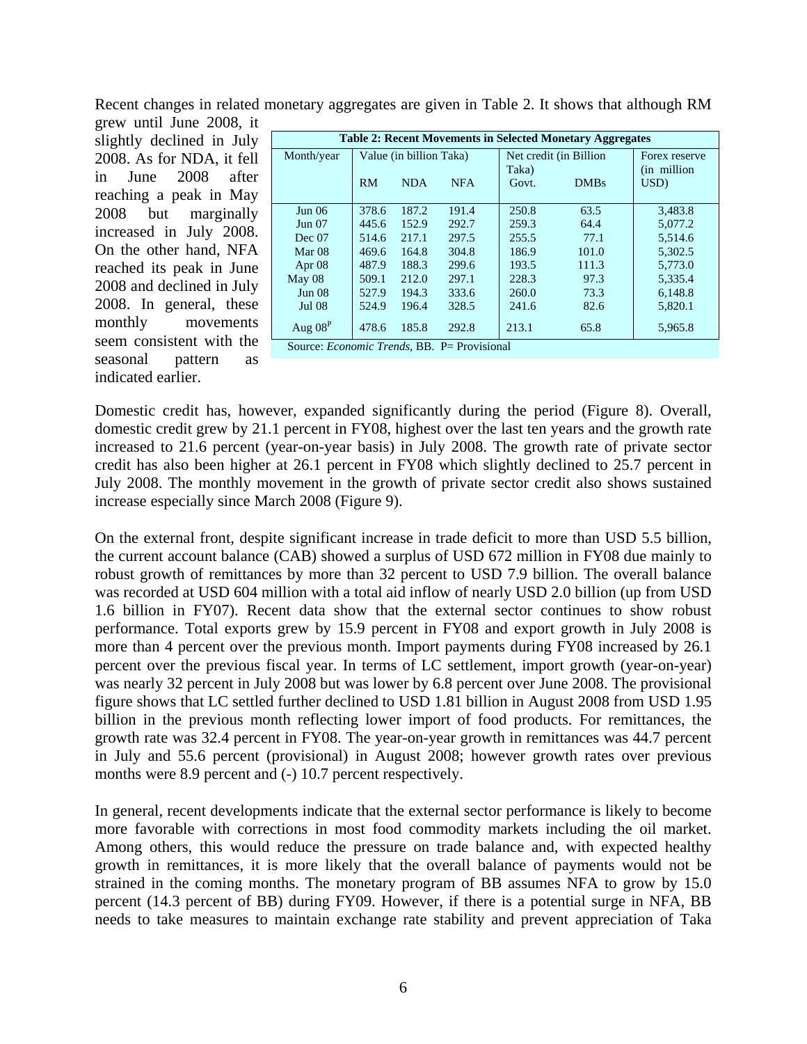Recent changes in related monetary aggregates are given in Table 2. It shows that although RM grew until June 2008, it slightly declined in July 2008. As for NDA, it fell in June 2008 after reaching a peak in May 2008 but marginally increased in July 2008. On the other hand, NFA reached its peak in June 2008 and declined in July 2008. In general, these monthly movements seem consistent with the seasonal pattern as indicated earlier.

**Table 2: Recent Movements in Selected Monetary Aggregates**

| Month/year | Value (in billion Taka) | | | Net credit (in Billion Taka) | | Forex reserve (in million USD) |
|---|---|---|---|---|---|---|
| | RM | NDA | NFA | Govt. | DMBs | |
| Jun 06 | 378.6 | 187.2 | 191.4 | 250.8 | 63.5 | 3,483.8 |
| Jun 07 | 445.6 | 152.9 | 292.7 | 259.3 | 64.4 | 5,077.2 |
| Dec 07 | 514.6 | 217.1 | 297.5 | 255.5 | 77.1 | 5,514.6 |
| Mar 08 | 469.6 | 164.8 | 304.8 | 186.9 | 101.0 | 5,302.5 |
| Apr 08 | 487.9 | 188.3 | 299.6 | 193.5 | 111.3 | 5,773.0 |
| May 08 | 509.1 | 212.0 | 297.1 | 228.3 | 97.3 | 5,335.4 |
| Jun 08 | 527.9 | 194.3 | 333.6 | 260.0 | 73.3 | 6,148.8 |
| Jul 08 | 524.9 | 196.4 | 328.5 | 241.6 | 82.6 | 5,820.1 |
| Aug 08[P] | 478.6 | 185.8 | 292.8 | 213.1 | 65.8 | 5,965.8 |

Source: *Economic Trends*, BB. P= Provisional

Domestic credit has, however, expanded significantly during the period (Figure 8). Overall, domestic credit grew by 21.1 percent in FY08, highest over the last ten years and the growth rate increased to 21.6 percent (year-on-year basis) in July 2008. The growth rate of private sector credit has also been higher at 26.1 percent in FY08 which slightly declined to 25.7 percent in July 2008. The monthly movement in the growth of private sector credit also shows sustained increase especially since March 2008 (Figure 9).

On the external front, despite significant increase in trade deficit to more than USD 5.5 billion, the current account balance (CAB) showed a surplus of USD 672 million in FY08 due mainly to robust growth of remittances by more than 32 percent to USD 7.9 billion. The overall balance was recorded at USD 604 million with a total aid inflow of nearly USD 2.0 billion (up from USD 1.6 billion in FY07). Recent data show that the external sector continues to show robust performance. Total exports grew by 15.9 percent in FY08 and export growth in July 2008 is more than 4 percent over the previous month. Import payments during FY08 increased by 26.1 percent over the previous fiscal year. In terms of LC settlement, import growth (year-on-year) was nearly 32 percent in July 2008 but was lower by 6.8 percent over June 2008. The provisional figure shows that LC settled further declined to USD 1.81 billion in August 2008 from USD 1.95 billion in the previous month reflecting lower import of food products. For remittances, the growth rate was 32.4 percent in FY08. The year-on-year growth in remittances was 44.7 percent in July and 55.6 percent (provisional) in August 2008; however growth rates over previous months were 8.9 percent and (-) 10.7 percent respectively.

In general, recent developments indicate that the external sector performance is likely to become more favorable with corrections in most food commodity markets including the oil market. Among others, this would reduce the pressure on trade balance and, with expected healthy growth in remittances, it is more likely that the overall balance of payments would not be strained in the coming months. The monetary program of BB assumes NFA to grow by 15.0 percent (14.3 percent of BB) during FY09. However, if there is a potential surge in NFA, BB needs to take measures to maintain exchange rate stability and prevent appreciation of Taka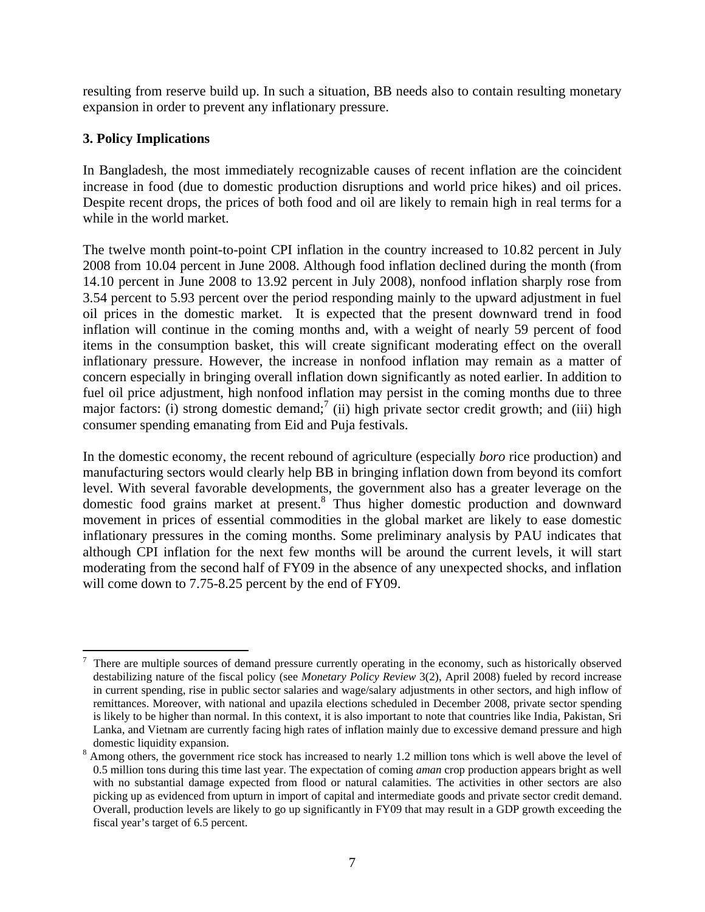resulting from reserve build up. In such a situation, BB needs also to contain resulting monetary expansion in order to prevent any inflationary pressure.

### 3. Policy Implications

In Bangladesh, the most immediately recognizable causes of recent inflation are the coincident increase in food (due to domestic production disruptions and world price hikes) and oil prices. Despite recent drops, the prices of both food and oil are likely to remain high in real terms for a while in the world market.

The twelve month point-to-point CPI inflation in the country increased to 10.82 percent in July 2008 from 10.04 percent in June 2008. Although food inflation declined during the month (from 14.10 percent in June 2008 to 13.92 percent in July 2008), nonfood inflation sharply rose from 3.54 percent to 5.93 percent over the period responding mainly to the upward adjustment in fuel oil prices in the domestic market. It is expected that the present downward trend in food inflation will continue in the coming months and, with a weight of nearly 59 percent of food items in the consumption basket, this will create significant moderating effect on the overall inflationary pressure. However, the increase in nonfood inflation may remain as a matter of concern especially in bringing overall inflation down significantly as noted earlier. In addition to fuel oil price adjustment, high nonfood inflation may persist in the coming months due to three major factors: (i) strong domestic demand;[7] (ii) high private sector credit growth; and (iii) high consumer spending emanating from Eid and Puja festivals.

In the domestic economy, the recent rebound of agriculture (especially *boro* rice production) and manufacturing sectors would clearly help BB in bringing inflation down from beyond its comfort level. With several favorable developments, the government also has a greater leverage on the domestic food grains market at present.[8] Thus higher domestic production and downward movement in prices of essential commodities in the global market are likely to ease domestic inflationary pressures in the coming months. Some preliminary analysis by PAU indicates that although CPI inflation for the next few months will be around the current levels, it will start moderating from the second half of FY09 in the absence of any unexpected shocks, and inflation will come down to 7.75-8.25 percent by the end of FY09.

---

[7] There are multiple sources of demand pressure currently operating in the economy, such as historically observed destabilizing nature of the fiscal policy (see *Monetary Policy Review* 3(2), April 2008) fueled by record increase in current spending, rise in public sector salaries and wage/salary adjustments in other sectors, and high inflow of remittances. Moreover, with national and upazila elections scheduled in December 2008, private sector spending is likely to be higher than normal. In this context, it is also important to note that countries like India, Pakistan, Sri Lanka, and Vietnam are currently facing high rates of inflation mainly due to excessive demand pressure and high domestic liquidity expansion.

[8] Among others, the government rice stock has increased to nearly 1.2 million tons which is well above the level of 0.5 million tons during this time last year. The expectation of coming *aman* crop production appears bright as well with no substantial damage expected from flood or natural calamities. The activities in other sectors are also picking up as evidenced from upturn in import of capital and intermediate goods and private sector credit demand. Overall, production levels are likely to go up significantly in FY09 that may result in a GDP growth exceeding the fiscal year's target of 6.5 percent.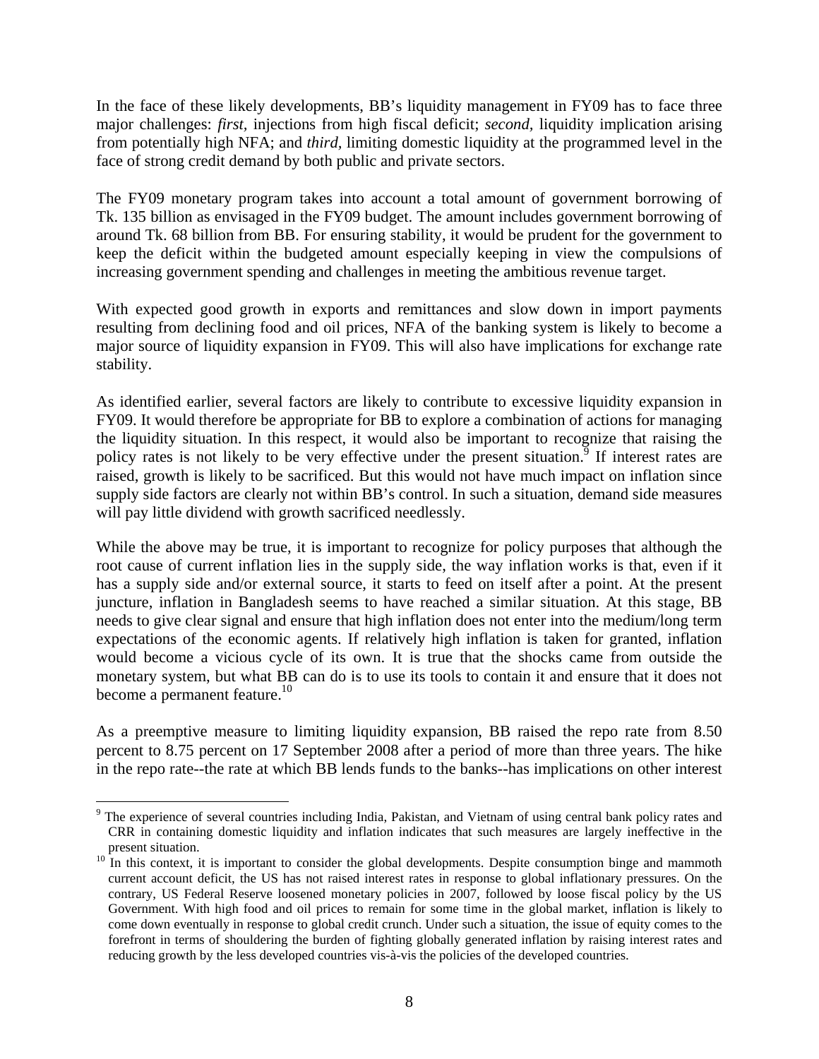In the face of these likely developments, BB's liquidity management in FY09 has to face three major challenges: *first*, injections from high fiscal deficit; *second*, liquidity implication arising from potentially high NFA; and *third*, limiting domestic liquidity at the programmed level in the face of strong credit demand by both public and private sectors.

The FY09 monetary program takes into account a total amount of government borrowing of Tk. 135 billion as envisaged in the FY09 budget. The amount includes government borrowing of around Tk. 68 billion from BB. For ensuring stability, it would be prudent for the government to keep the deficit within the budgeted amount especially keeping in view the compulsions of increasing government spending and challenges in meeting the ambitious revenue target.

With expected good growth in exports and remittances and slow down in import payments resulting from declining food and oil prices, NFA of the banking system is likely to become a major source of liquidity expansion in FY09. This will also have implications for exchange rate stability.

As identified earlier, several factors are likely to contribute to excessive liquidity expansion in FY09. It would therefore be appropriate for BB to explore a combination of actions for managing the liquidity situation. In this respect, it would also be important to recognize that raising the policy rates is not likely to be very effective under the present situation.[9] If interest rates are raised, growth is likely to be sacrificed. But this would not have much impact on inflation since supply side factors are clearly not within BB's control. In such a situation, demand side measures will pay little dividend with growth sacrificed needlessly.

While the above may be true, it is important to recognize for policy purposes that although the root cause of current inflation lies in the supply side, the way inflation works is that, even if it has a supply side and/or external source, it starts to feed on itself after a point. At the present juncture, inflation in Bangladesh seems to have reached a similar situation. At this stage, BB needs to give clear signal and ensure that high inflation does not enter into the medium/long term expectations of the economic agents. If relatively high inflation is taken for granted, inflation would become a vicious cycle of its own. It is true that the shocks came from outside the monetary system, but what BB can do is to use its tools to contain it and ensure that it does not become a permanent feature.[10]

As a preemptive measure to limiting liquidity expansion, BB raised the repo rate from 8.50 percent to 8.75 percent on 17 September 2008 after a period of more than three years. The hike in the repo rate--the rate at which BB lends funds to the banks--has implications on other interest

---

[9] The experience of several countries including India, Pakistan, and Vietnam of using central bank policy rates and CRR in containing domestic liquidity and inflation indicates that such measures are largely ineffective in the present situation.

[10] In this context, it is important to consider the global developments. Despite consumption binge and mammoth current account deficit, the US has not raised interest rates in response to global inflationary pressures. On the contrary, US Federal Reserve loosened monetary policies in 2007, followed by loose fiscal policy by the US Government. With high food and oil prices to remain for some time in the global market, inflation is likely to come down eventually in response to global credit crunch. Under such a situation, the issue of equity comes to the forefront in terms of shouldering the burden of fighting globally generated inflation by raising interest rates and reducing growth by the less developed countries vis-à-vis the policies of the developed countries.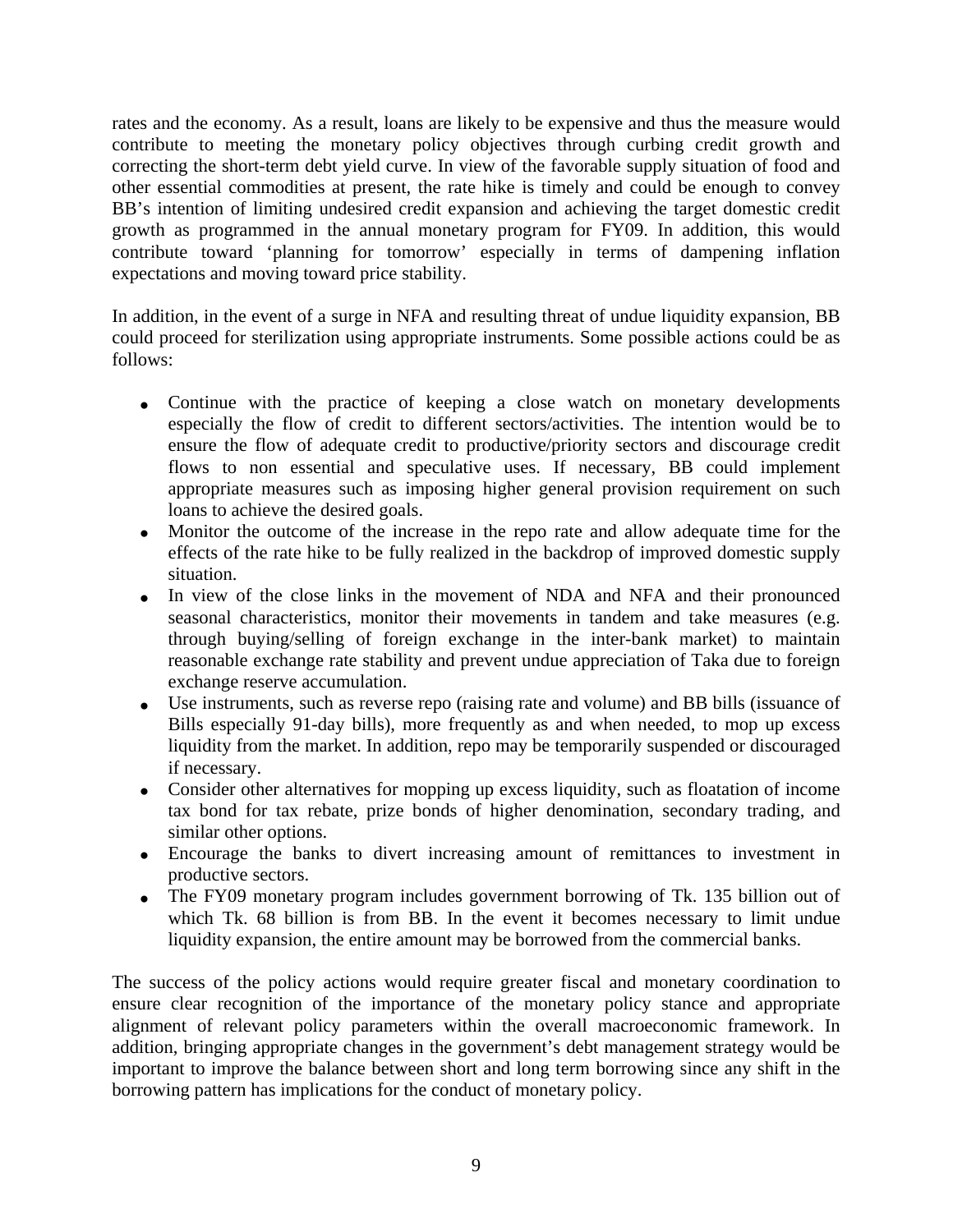rates and the economy. As a result, loans are likely to be expensive and thus the measure would contribute to meeting the monetary policy objectives through curbing credit growth and correcting the short-term debt yield curve. In view of the favorable supply situation of food and other essential commodities at present, the rate hike is timely and could be enough to convey BB's intention of limiting undesired credit expansion and achieving the target domestic credit growth as programmed in the annual monetary program for FY09. In addition, this would contribute toward 'planning for tomorrow' especially in terms of dampening inflation expectations and moving toward price stability.

In addition, in the event of a surge in NFA and resulting threat of undue liquidity expansion, BB could proceed for sterilization using appropriate instruments. Some possible actions could be as follows:

- Continue with the practice of keeping a close watch on monetary developments especially the flow of credit to different sectors/activities. The intention would be to ensure the flow of adequate credit to productive/priority sectors and discourage credit flows to non essential and speculative uses. If necessary, BB could implement appropriate measures such as imposing higher general provision requirement on such loans to achieve the desired goals.
- Monitor the outcome of the increase in the repo rate and allow adequate time for the effects of the rate hike to be fully realized in the backdrop of improved domestic supply situation.
- In view of the close links in the movement of NDA and NFA and their pronounced seasonal characteristics, monitor their movements in tandem and take measures (e.g. through buying/selling of foreign exchange in the inter-bank market) to maintain reasonable exchange rate stability and prevent undue appreciation of Taka due to foreign exchange reserve accumulation.
- Use instruments, such as reverse repo (raising rate and volume) and BB bills (issuance of Bills especially 91-day bills), more frequently as and when needed, to mop up excess liquidity from the market. In addition, repo may be temporarily suspended or discouraged if necessary.
- Consider other alternatives for mopping up excess liquidity, such as floatation of income tax bond for tax rebate, prize bonds of higher denomination, secondary trading, and similar other options.
- Encourage the banks to divert increasing amount of remittances to investment in productive sectors.
- The FY09 monetary program includes government borrowing of Tk. 135 billion out of which Tk. 68 billion is from BB. In the event it becomes necessary to limit undue liquidity expansion, the entire amount may be borrowed from the commercial banks.

The success of the policy actions would require greater fiscal and monetary coordination to ensure clear recognition of the importance of the monetary policy stance and appropriate alignment of relevant policy parameters within the overall macroeconomic framework. In addition, bringing appropriate changes in the government's debt management strategy would be important to improve the balance between short and long term borrowing since any shift in the borrowing pattern has implications for the conduct of monetary policy.